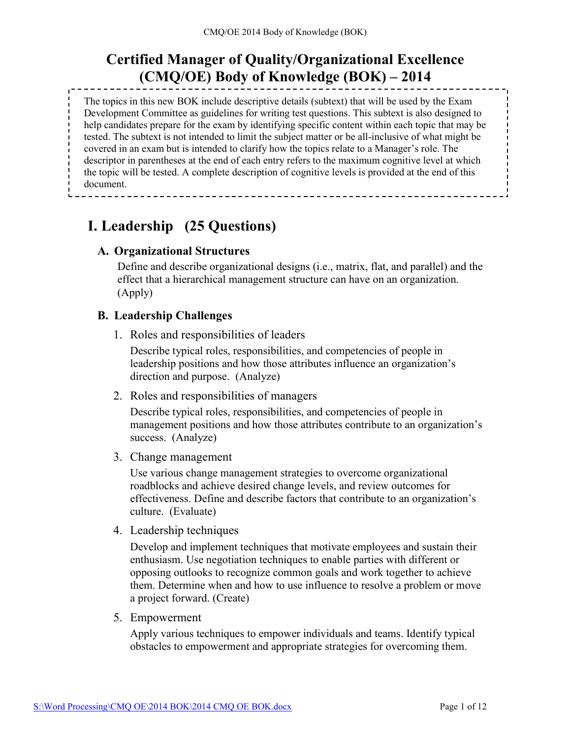# Certified Manager of Quality/Organizational Excellence (CMQ/OE) Body of Knowledge (BOK) – 2014

The topics in this new BOK include descriptive details (subtext) that will be used by the Exam Development Committee as guidelines for writing test questions. This subtext is also designed to help candidates prepare for the exam by identifying specific content within each topic that may be tested. The subtext is not intended to limit the subject matter or be all-inclusive of what might be covered in an exam but is intended to clarify how the topics relate to a Manager's role. The descriptor in parentheses at the end of each entry refers to the maximum cognitive level at which the topic will be tested. A complete description of cognitive levels is provided at the end of this document.

## I. Leadership (25 Questions)

### A. Organizational Structures

Define and describe organizational designs (i.e., matrix, flat, and parallel) and the effect that a hierarchical management structure can have on an organization. (Apply)

### B. Leadership Challenges

1. Roles and responsibilities of leaders

   Describe typical roles, responsibilities, and competencies of people in leadership positions and how those attributes influence an organization's direction and purpose. (Analyze)

2. Roles and responsibilities of managers

   Describe typical roles, responsibilities, and competencies of people in management positions and how those attributes contribute to an organization's success. (Analyze)

3. Change management

   Use various change management strategies to overcome organizational roadblocks and achieve desired change levels, and review outcomes for effectiveness. Define and describe factors that contribute to an organization's culture. (Evaluate)

4. Leadership techniques

   Develop and implement techniques that motivate employees and sustain their enthusiasm. Use negotiation techniques to enable parties with different or opposing outlooks to recognize common goals and work together to achieve them. Determine when and how to use influence to resolve a problem or move a project forward. (Create)

5. Empowerment

   Apply various techniques to empower individuals and teams. Identify typical obstacles to empowerment and appropriate strategies for overcoming them.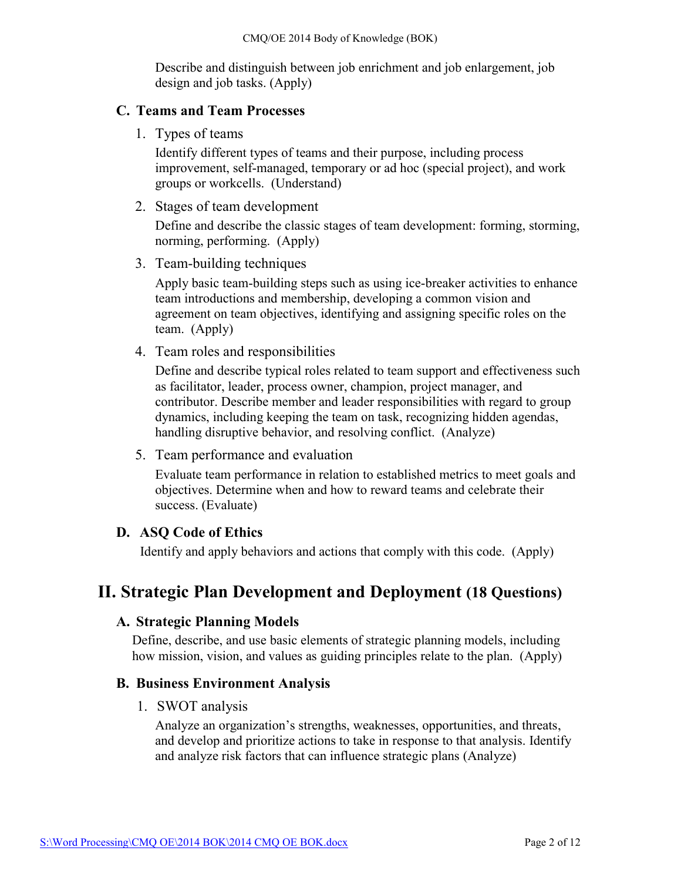Describe and distinguish between job enrichment and job enlargement, job design and job tasks. (Apply)

### C. Teams and Team Processes

1. Types of teams

   Identify different types of teams and their purpose, including process improvement, self-managed, temporary or ad hoc (special project), and work groups or workcells. (Understand)

2. Stages of team development

   Define and describe the classic stages of team development: forming, storming, norming, performing. (Apply)

3. Team-building techniques

   Apply basic team-building steps such as using ice-breaker activities to enhance team introductions and membership, developing a common vision and agreement on team objectives, identifying and assigning specific roles on the team. (Apply)

4. Team roles and responsibilities

   Define and describe typical roles related to team support and effectiveness such as facilitator, leader, process owner, champion, project manager, and contributor. Describe member and leader responsibilities with regard to group dynamics, including keeping the team on task, recognizing hidden agendas, handling disruptive behavior, and resolving conflict. (Analyze)

5. Team performance and evaluation

   Evaluate team performance in relation to established metrics to meet goals and objectives. Determine when and how to reward teams and celebrate their success. (Evaluate)

### D. ASQ Code of Ethics

Identify and apply behaviors and actions that comply with this code. (Apply)

## II. Strategic Plan Development and Deployment (18 Questions)

### A. Strategic Planning Models

Define, describe, and use basic elements of strategic planning models, including how mission, vision, and values as guiding principles relate to the plan. (Apply)

### B. Business Environment Analysis

1. SWOT analysis

   Analyze an organization's strengths, weaknesses, opportunities, and threats, and develop and prioritize actions to take in response to that analysis. Identify and analyze risk factors that can influence strategic plans (Analyze)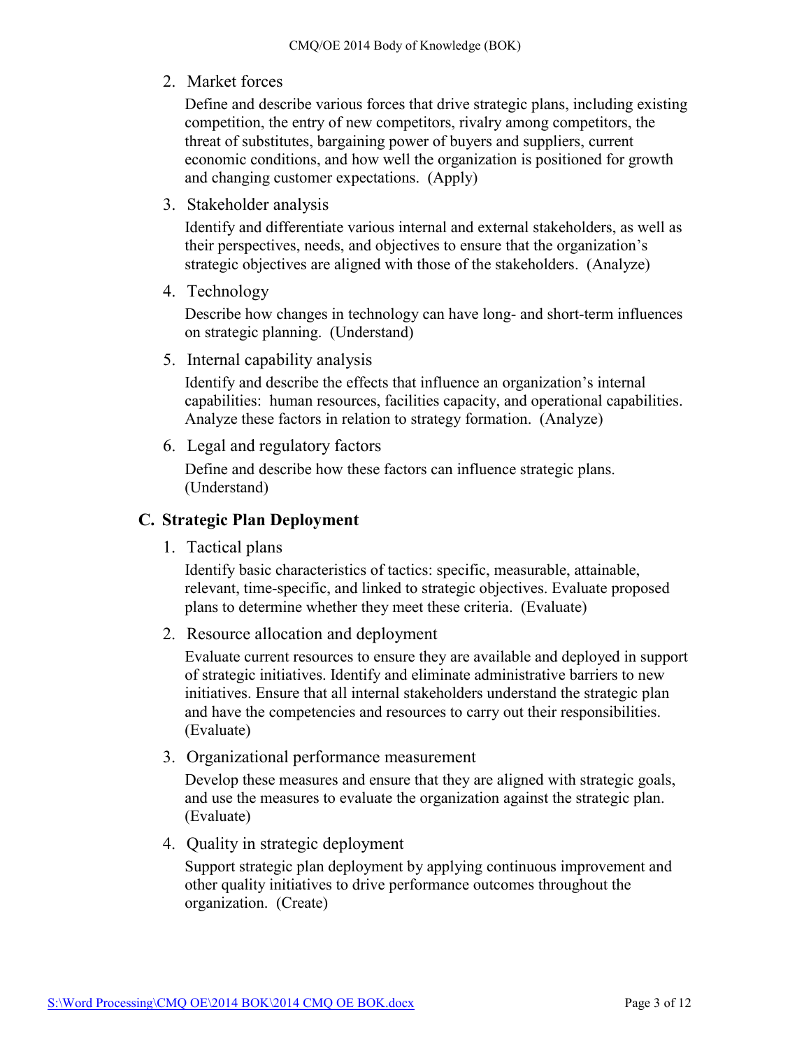2. Market forces

   Define and describe various forces that drive strategic plans, including existing competition, the entry of new competitors, rivalry among competitors, the threat of substitutes, bargaining power of buyers and suppliers, current economic conditions, and how well the organization is positioned for growth and changing customer expectations. (Apply)

3. Stakeholder analysis

   Identify and differentiate various internal and external stakeholders, as well as their perspectives, needs, and objectives to ensure that the organization's strategic objectives are aligned with those of the stakeholders. (Analyze)

4. Technology

   Describe how changes in technology can have long- and short-term influences on strategic planning. (Understand)

5. Internal capability analysis

   Identify and describe the effects that influence an organization's internal capabilities: human resources, facilities capacity, and operational capabilities. Analyze these factors in relation to strategy formation. (Analyze)

6. Legal and regulatory factors

   Define and describe how these factors can influence strategic plans. (Understand)

## C. Strategic Plan Deployment

1. Tactical plans

   Identify basic characteristics of tactics: specific, measurable, attainable, relevant, time-specific, and linked to strategic objectives. Evaluate proposed plans to determine whether they meet these criteria. (Evaluate)

2. Resource allocation and deployment

   Evaluate current resources to ensure they are available and deployed in support of strategic initiatives. Identify and eliminate administrative barriers to new initiatives. Ensure that all internal stakeholders understand the strategic plan and have the competencies and resources to carry out their responsibilities. (Evaluate)

3. Organizational performance measurement

   Develop these measures and ensure that they are aligned with strategic goals, and use the measures to evaluate the organization against the strategic plan. (Evaluate)

4. Quality in strategic deployment

   Support strategic plan deployment by applying continuous improvement and other quality initiatives to drive performance outcomes throughout the organization. (Create)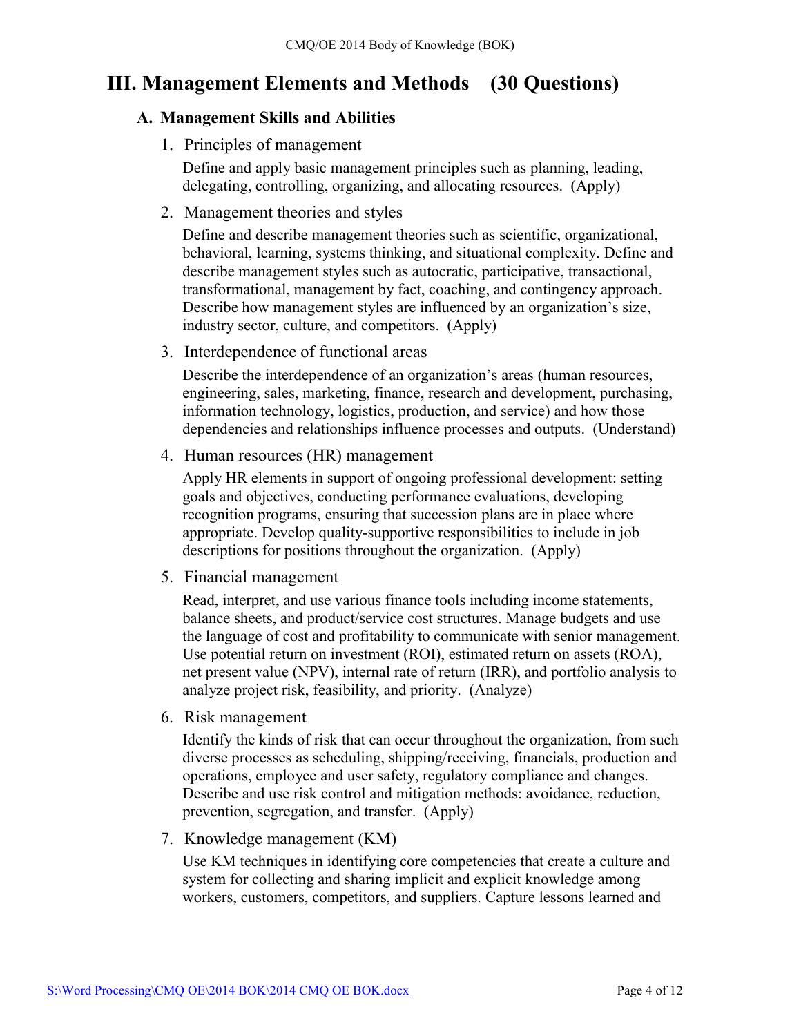# III. Management Elements and Methods (30 Questions)

## A. Management Skills and Abilities

1. Principles of management

   Define and apply basic management principles such as planning, leading, delegating, controlling, organizing, and allocating resources. (Apply)

2. Management theories and styles

   Define and describe management theories such as scientific, organizational, behavioral, learning, systems thinking, and situational complexity. Define and describe management styles such as autocratic, participative, transactional, transformational, management by fact, coaching, and contingency approach. Describe how management styles are influenced by an organization's size, industry sector, culture, and competitors. (Apply)

3. Interdependence of functional areas

   Describe the interdependence of an organization's areas (human resources, engineering, sales, marketing, finance, research and development, purchasing, information technology, logistics, production, and service) and how those dependencies and relationships influence processes and outputs. (Understand)

4. Human resources (HR) management

   Apply HR elements in support of ongoing professional development: setting goals and objectives, conducting performance evaluations, developing recognition programs, ensuring that succession plans are in place where appropriate. Develop quality-supportive responsibilities to include in job descriptions for positions throughout the organization. (Apply)

5. Financial management

   Read, interpret, and use various finance tools including income statements, balance sheets, and product/service cost structures. Manage budgets and use the language of cost and profitability to communicate with senior management. Use potential return on investment (ROI), estimated return on assets (ROA), net present value (NPV), internal rate of return (IRR), and portfolio analysis to analyze project risk, feasibility, and priority. (Analyze)

6. Risk management

   Identify the kinds of risk that can occur throughout the organization, from such diverse processes as scheduling, shipping/receiving, financials, production and operations, employee and user safety, regulatory compliance and changes. Describe and use risk control and mitigation methods: avoidance, reduction, prevention, segregation, and transfer. (Apply)

7. Knowledge management (KM)

   Use KM techniques in identifying core competencies that create a culture and system for collecting and sharing implicit and explicit knowledge among workers, customers, competitors, and suppliers. Capture lessons learned and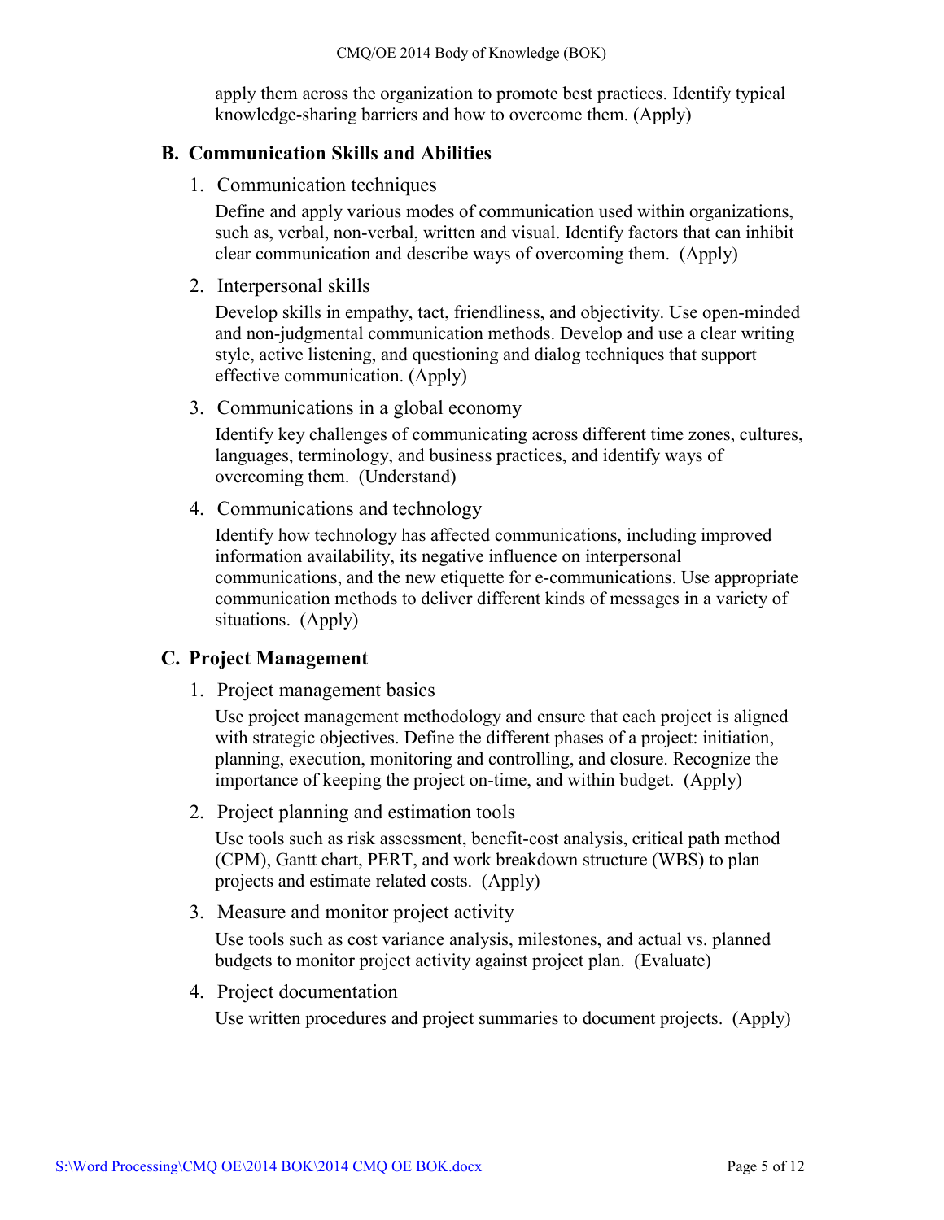apply them across the organization to promote best practices. Identify typical knowledge-sharing barriers and how to overcome them. (Apply)

## B. Communication Skills and Abilities

1. Communication techniques

   Define and apply various modes of communication used within organizations, such as, verbal, non-verbal, written and visual. Identify factors that can inhibit clear communication and describe ways of overcoming them. (Apply)

2. Interpersonal skills

   Develop skills in empathy, tact, friendliness, and objectivity. Use open-minded and non-judgmental communication methods. Develop and use a clear writing style, active listening, and questioning and dialog techniques that support effective communication. (Apply)

3. Communications in a global economy

   Identify key challenges of communicating across different time zones, cultures, languages, terminology, and business practices, and identify ways of overcoming them. (Understand)

4. Communications and technology

   Identify how technology has affected communications, including improved information availability, its negative influence on interpersonal communications, and the new etiquette for e-communications. Use appropriate communication methods to deliver different kinds of messages in a variety of situations. (Apply)

## C. Project Management

1. Project management basics

   Use project management methodology and ensure that each project is aligned with strategic objectives. Define the different phases of a project: initiation, planning, execution, monitoring and controlling, and closure. Recognize the importance of keeping the project on-time, and within budget. (Apply)

2. Project planning and estimation tools

   Use tools such as risk assessment, benefit-cost analysis, critical path method (CPM), Gantt chart, PERT, and work breakdown structure (WBS) to plan projects and estimate related costs. (Apply)

3. Measure and monitor project activity

   Use tools such as cost variance analysis, milestones, and actual vs. planned budgets to monitor project activity against project plan. (Evaluate)

4. Project documentation

   Use written procedures and project summaries to document projects. (Apply)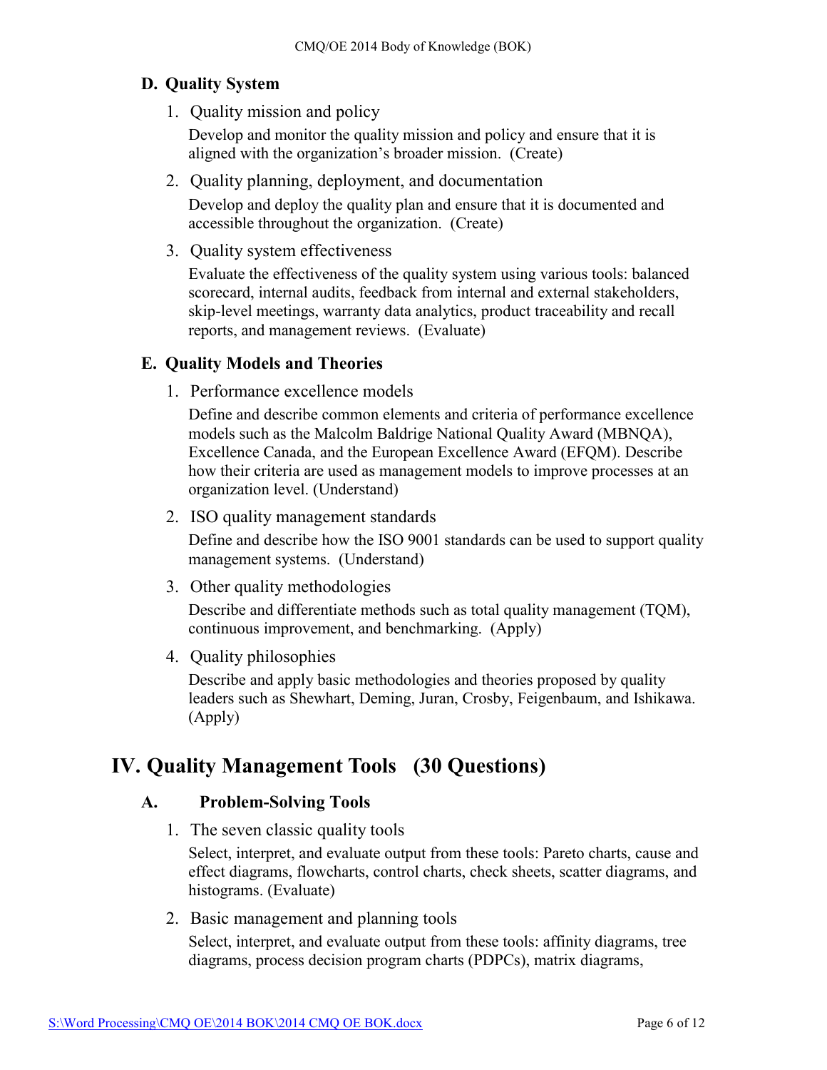### D. Quality System

1. Quality mission and policy

   Develop and monitor the quality mission and policy and ensure that it is aligned with the organization's broader mission. (Create)

2. Quality planning, deployment, and documentation

   Develop and deploy the quality plan and ensure that it is documented and accessible throughout the organization. (Create)

3. Quality system effectiveness

   Evaluate the effectiveness of the quality system using various tools: balanced scorecard, internal audits, feedback from internal and external stakeholders, skip-level meetings, warranty data analytics, product traceability and recall reports, and management reviews. (Evaluate)

### E. Quality Models and Theories

1. Performance excellence models

   Define and describe common elements and criteria of performance excellence models such as the Malcolm Baldrige National Quality Award (MBNQA), Excellence Canada, and the European Excellence Award (EFQM). Describe how their criteria are used as management models to improve processes at an organization level. (Understand)

2. ISO quality management standards

   Define and describe how the ISO 9001 standards can be used to support quality management systems. (Understand)

3. Other quality methodologies

   Describe and differentiate methods such as total quality management (TQM), continuous improvement, and benchmarking. (Apply)

4. Quality philosophies

   Describe and apply basic methodologies and theories proposed by quality leaders such as Shewhart, Deming, Juran, Crosby, Feigenbaum, and Ishikawa. (Apply)

## IV. Quality Management Tools (30 Questions)

### A. Problem-Solving Tools

1. The seven classic quality tools

   Select, interpret, and evaluate output from these tools: Pareto charts, cause and effect diagrams, flowcharts, control charts, check sheets, scatter diagrams, and histograms. (Evaluate)

2. Basic management and planning tools

   Select, interpret, and evaluate output from these tools: affinity diagrams, tree diagrams, process decision program charts (PDPCs), matrix diagrams,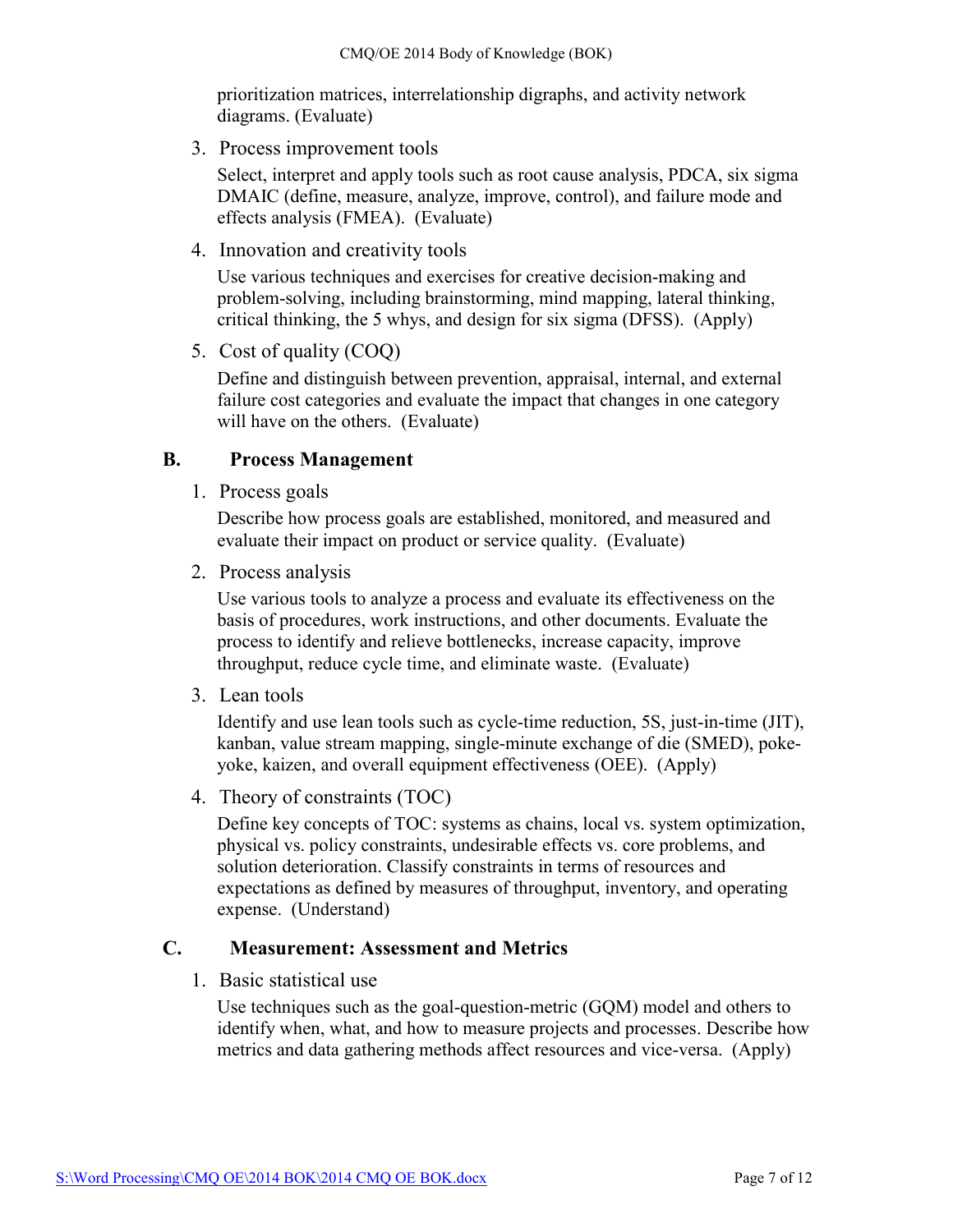prioritization matrices, interrelationship digraphs, and activity network diagrams. (Evaluate)

3. Process improvement tools

   Select, interpret and apply tools such as root cause analysis, PDCA, six sigma DMAIC (define, measure, analyze, improve, control), and failure mode and effects analysis (FMEA). (Evaluate)

4. Innovation and creativity tools

   Use various techniques and exercises for creative decision-making and problem-solving, including brainstorming, mind mapping, lateral thinking, critical thinking, the 5 whys, and design for six sigma (DFSS). (Apply)

5. Cost of quality (COQ)

   Define and distinguish between prevention, appraisal, internal, and external failure cost categories and evaluate the impact that changes in one category will have on the others. (Evaluate)

## B. Process Management

1. Process goals

   Describe how process goals are established, monitored, and measured and evaluate their impact on product or service quality. (Evaluate)

2. Process analysis

   Use various tools to analyze a process and evaluate its effectiveness on the basis of procedures, work instructions, and other documents. Evaluate the process to identify and relieve bottlenecks, increase capacity, improve throughput, reduce cycle time, and eliminate waste. (Evaluate)

3. Lean tools

   Identify and use lean tools such as cycle-time reduction, 5S, just-in-time (JIT), kanban, value stream mapping, single-minute exchange of die (SMED), poke-yoke, kaizen, and overall equipment effectiveness (OEE). (Apply)

4. Theory of constraints (TOC)

   Define key concepts of TOC: systems as chains, local vs. system optimization, physical vs. policy constraints, undesirable effects vs. core problems, and solution deterioration. Classify constraints in terms of resources and expectations as defined by measures of throughput, inventory, and operating expense. (Understand)

## C. Measurement: Assessment and Metrics

1. Basic statistical use

   Use techniques such as the goal-question-metric (GQM) model and others to identify when, what, and how to measure projects and processes. Describe how metrics and data gathering methods affect resources and vice-versa. (Apply)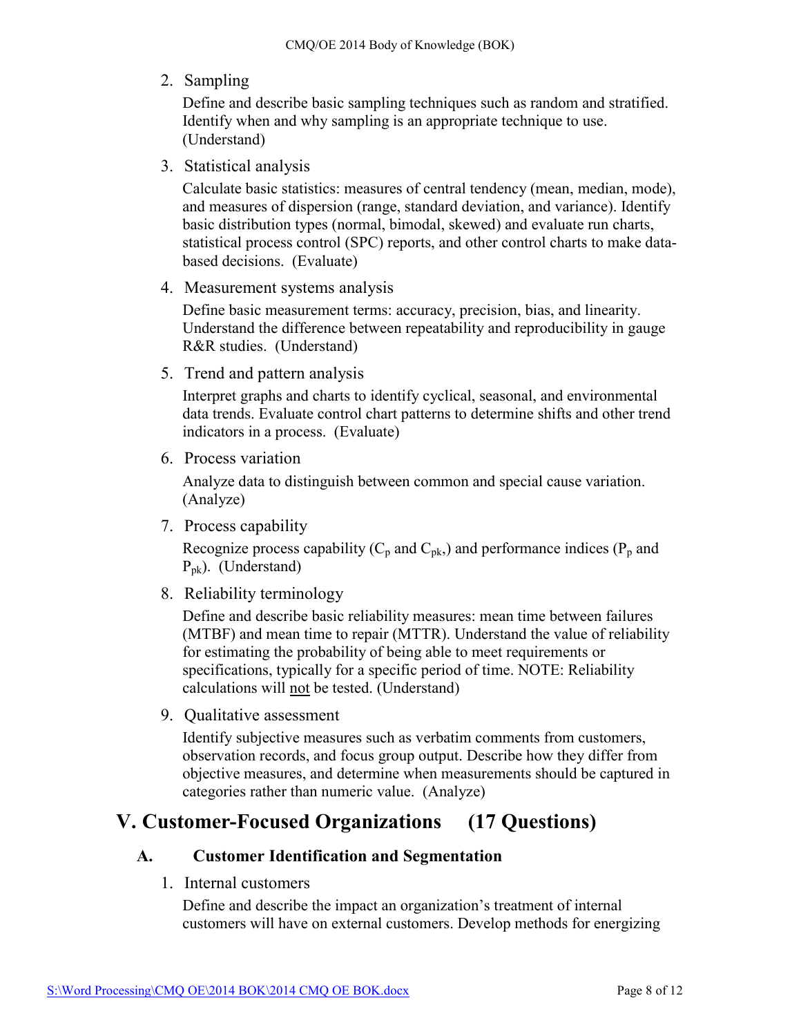2. Sampling

   Define and describe basic sampling techniques such as random and stratified. Identify when and why sampling is an appropriate technique to use. (Understand)

3. Statistical analysis

   Calculate basic statistics: measures of central tendency (mean, median, mode), and measures of dispersion (range, standard deviation, and variance). Identify basic distribution types (normal, bimodal, skewed) and evaluate run charts, statistical process control (SPC) reports, and other control charts to make data-based decisions. (Evaluate)

4. Measurement systems analysis

   Define basic measurement terms: accuracy, precision, bias, and linearity. Understand the difference between repeatability and reproducibility in gauge R&R studies. (Understand)

5. Trend and pattern analysis

   Interpret graphs and charts to identify cyclical, seasonal, and environmental data trends. Evaluate control chart patterns to determine shifts and other trend indicators in a process. (Evaluate)

6. Process variation

   Analyze data to distinguish between common and special cause variation. (Analyze)

7. Process capability

   Recognize process capability ($C_p$ and $C_{pk}$,) and performance indices ($P_p$ and $P_{pk}$). (Understand)

8. Reliability terminology

   Define and describe basic reliability measures: mean time between failures (MTBF) and mean time to repair (MTTR). Understand the value of reliability for estimating the probability of being able to meet requirements or specifications, typically for a specific period of time. NOTE: Reliability calculations will <u>not</u> be tested. (Understand)

9. Qualitative assessment

   Identify subjective measures such as verbatim comments from customers, observation records, and focus group output. Describe how they differ from objective measures, and determine when measurements should be captured in categories rather than numeric value. (Analyze)

# V. Customer-Focused Organizations (17 Questions)

## A. Customer Identification and Segmentation

1. Internal customers

   Define and describe the impact an organization's treatment of internal customers will have on external customers. Develop methods for energizing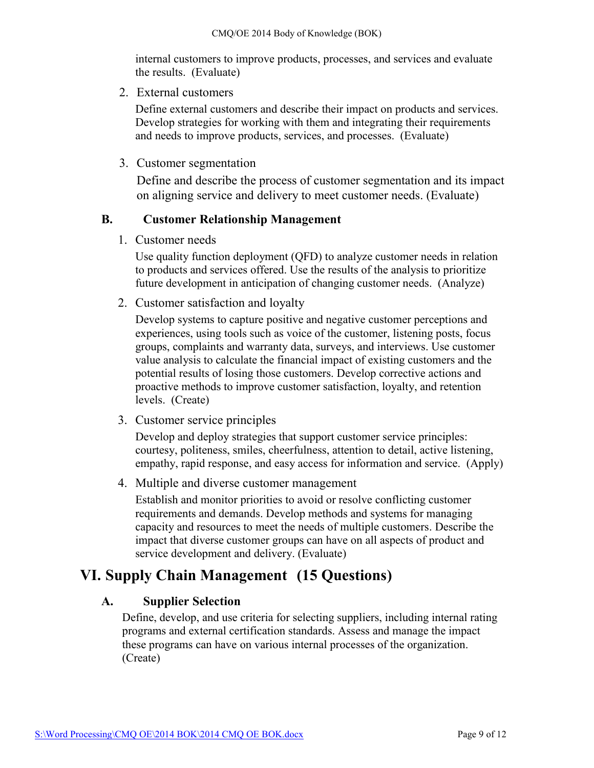internal customers to improve products, processes, and services and evaluate the results. (Evaluate)

2. External customers

   Define external customers and describe their impact on products and services. Develop strategies for working with them and integrating their requirements and needs to improve products, services, and processes. (Evaluate)

3. Customer segmentation

   Define and describe the process of customer segmentation and its impact on aligning service and delivery to meet customer needs. (Evaluate)

### B. Customer Relationship Management

1. Customer needs

   Use quality function deployment (QFD) to analyze customer needs in relation to products and services offered. Use the results of the analysis to prioritize future development in anticipation of changing customer needs. (Analyze)

2. Customer satisfaction and loyalty

   Develop systems to capture positive and negative customer perceptions and experiences, using tools such as voice of the customer, listening posts, focus groups, complaints and warranty data, surveys, and interviews. Use customer value analysis to calculate the financial impact of existing customers and the potential results of losing those customers. Develop corrective actions and proactive methods to improve customer satisfaction, loyalty, and retention levels. (Create)

3. Customer service principles

   Develop and deploy strategies that support customer service principles: courtesy, politeness, smiles, cheerfulness, attention to detail, active listening, empathy, rapid response, and easy access for information and service. (Apply)

4. Multiple and diverse customer management

   Establish and monitor priorities to avoid or resolve conflicting customer requirements and demands. Develop methods and systems for managing capacity and resources to meet the needs of multiple customers. Describe the impact that diverse customer groups can have on all aspects of product and service development and delivery. (Evaluate)

## VI. Supply Chain Management (15 Questions)

### A. Supplier Selection

Define, develop, and use criteria for selecting suppliers, including internal rating programs and external certification standards. Assess and manage the impact these programs can have on various internal processes of the organization. (Create)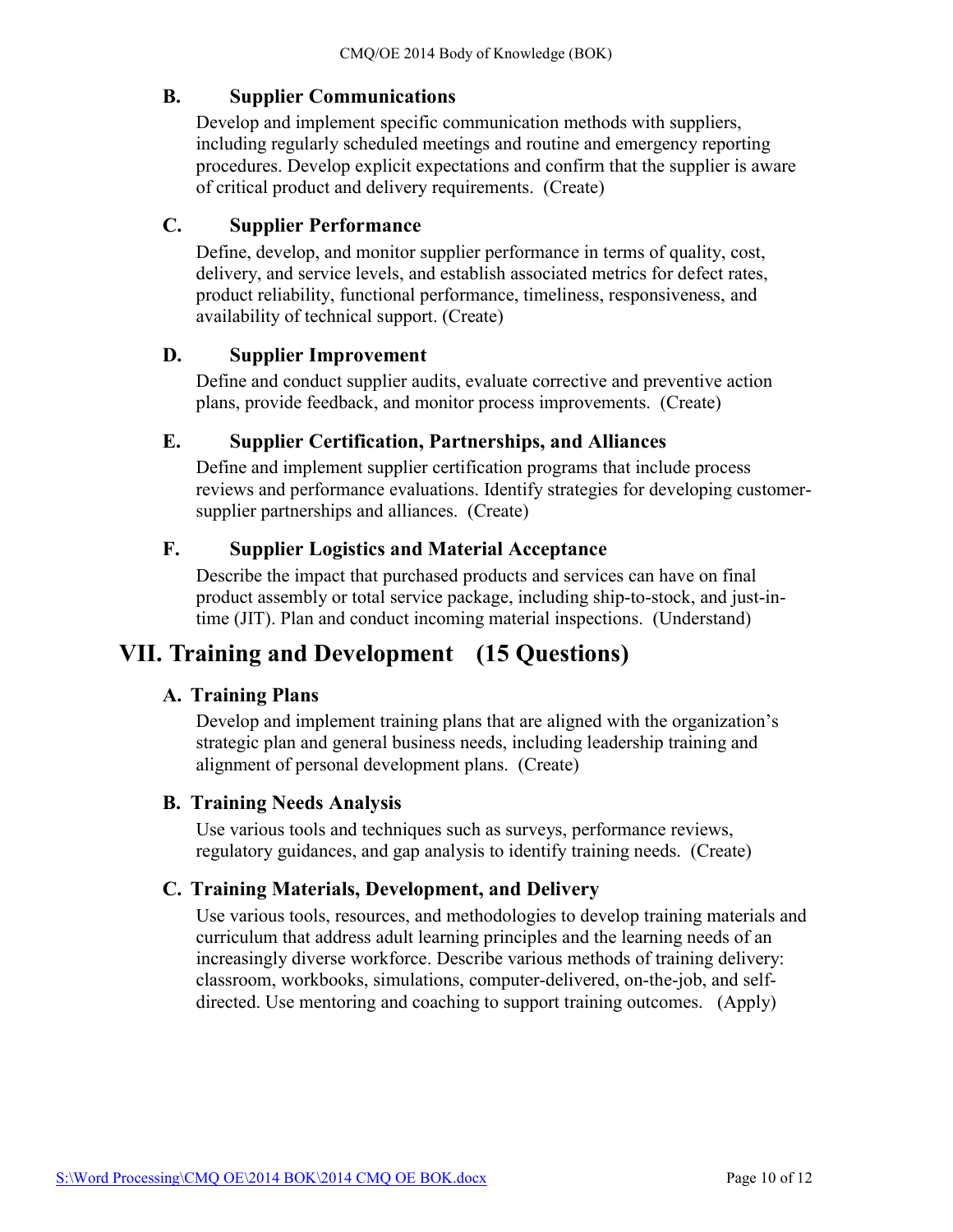### B. Supplier Communications

Develop and implement specific communication methods with suppliers, including regularly scheduled meetings and routine and emergency reporting procedures. Develop explicit expectations and confirm that the supplier is aware of critical product and delivery requirements. (Create)

### C. Supplier Performance

Define, develop, and monitor supplier performance in terms of quality, cost, delivery, and service levels, and establish associated metrics for defect rates, product reliability, functional performance, timeliness, responsiveness, and availability of technical support. (Create)

### D. Supplier Improvement

Define and conduct supplier audits, evaluate corrective and preventive action plans, provide feedback, and monitor process improvements. (Create)

### E. Supplier Certification, Partnerships, and Alliances

Define and implement supplier certification programs that include process reviews and performance evaluations. Identify strategies for developing customer-supplier partnerships and alliances. (Create)

### F. Supplier Logistics and Material Acceptance

Describe the impact that purchased products and services can have on final product assembly or total service package, including ship-to-stock, and just-in-time (JIT). Plan and conduct incoming material inspections. (Understand)

## VII. Training and Development (15 Questions)

### A. Training Plans

Develop and implement training plans that are aligned with the organization's strategic plan and general business needs, including leadership training and alignment of personal development plans. (Create)

### B. Training Needs Analysis

Use various tools and techniques such as surveys, performance reviews, regulatory guidances, and gap analysis to identify training needs. (Create)

### C. Training Materials, Development, and Delivery

Use various tools, resources, and methodologies to develop training materials and curriculum that address adult learning principles and the learning needs of an increasingly diverse workforce. Describe various methods of training delivery: classroom, workbooks, simulations, computer-delivered, on-the-job, and self-directed. Use mentoring and coaching to support training outcomes. (Apply)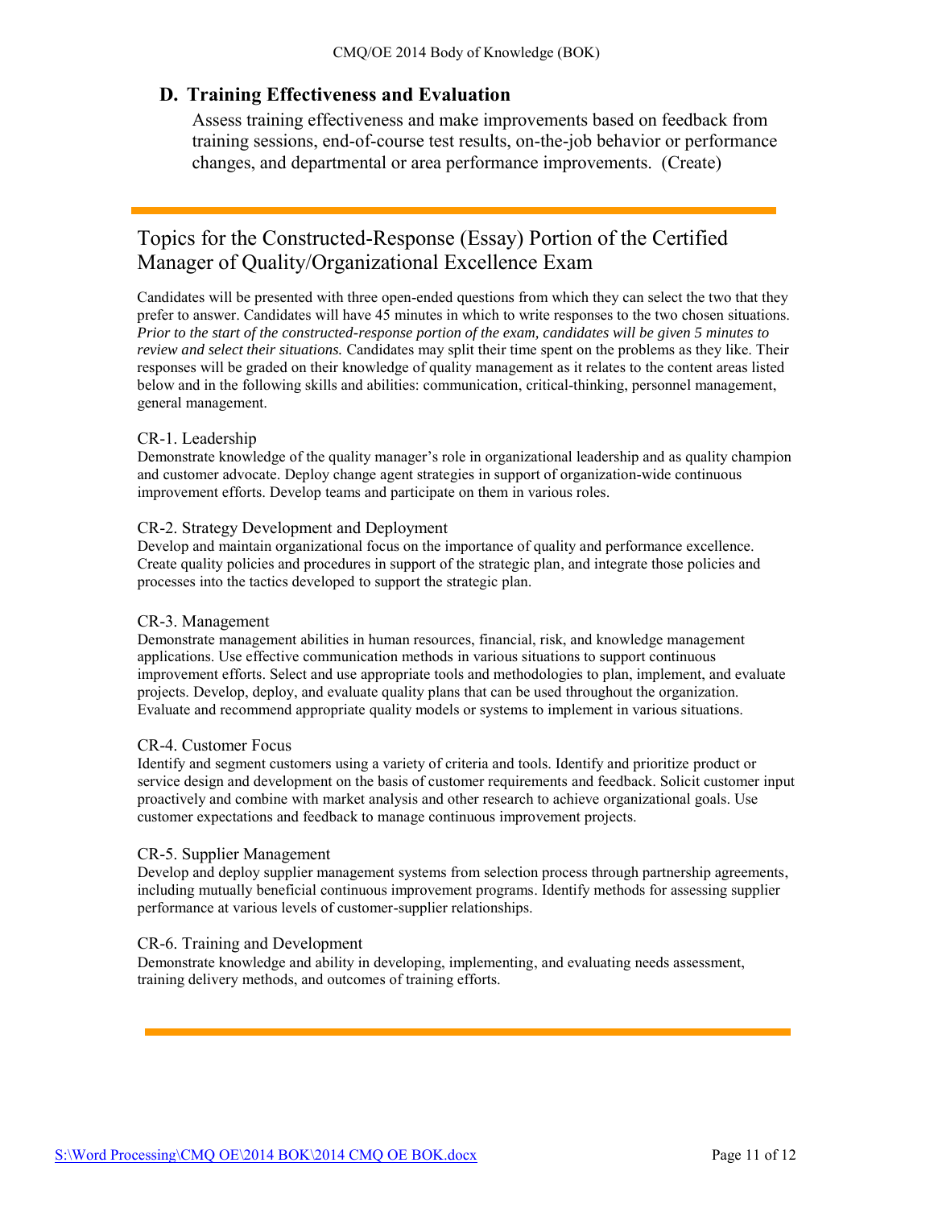### D. Training Effectiveness and Evaluation

Assess training effectiveness and make improvements based on feedback from training sessions, end-of-course test results, on-the-job behavior or performance changes, and departmental or area performance improvements. (Create)

---

## Topics for the Constructed-Response (Essay) Portion of the Certified Manager of Quality/Organizational Excellence Exam

Candidates will be presented with three open-ended questions from which they can select the two that they prefer to answer. Candidates will have 45 minutes in which to write responses to the two chosen situations. *Prior to the start of the constructed-response portion of the exam, candidates will be given 5 minutes to review and select their situations.* Candidates may split their time spent on the problems as they like. Their responses will be graded on their knowledge of quality management as it relates to the content areas listed below and in the following skills and abilities: communication, critical-thinking, personnel management, general management.

CR-1. Leadership

Demonstrate knowledge of the quality manager's role in organizational leadership and as quality champion and customer advocate. Deploy change agent strategies in support of organization-wide continuous improvement efforts. Develop teams and participate on them in various roles.

CR-2. Strategy Development and Deployment

Develop and maintain organizational focus on the importance of quality and performance excellence. Create quality policies and procedures in support of the strategic plan, and integrate those policies and processes into the tactics developed to support the strategic plan.

CR-3. Management

Demonstrate management abilities in human resources, financial, risk, and knowledge management applications. Use effective communication methods in various situations to support continuous improvement efforts. Select and use appropriate tools and methodologies to plan, implement, and evaluate projects. Develop, deploy, and evaluate quality plans that can be used throughout the organization. Evaluate and recommend appropriate quality models or systems to implement in various situations.

CR-4. Customer Focus

Identify and segment customers using a variety of criteria and tools. Identify and prioritize product or service design and development on the basis of customer requirements and feedback. Solicit customer input proactively and combine with market analysis and other research to achieve organizational goals. Use customer expectations and feedback to manage continuous improvement projects.

CR-5. Supplier Management

Develop and deploy supplier management systems from selection process through partnership agreements, including mutually beneficial continuous improvement programs. Identify methods for assessing supplier performance at various levels of customer-supplier relationships.

CR-6. Training and Development

Demonstrate knowledge and ability in developing, implementing, and evaluating needs assessment, training delivery methods, and outcomes of training efforts.

---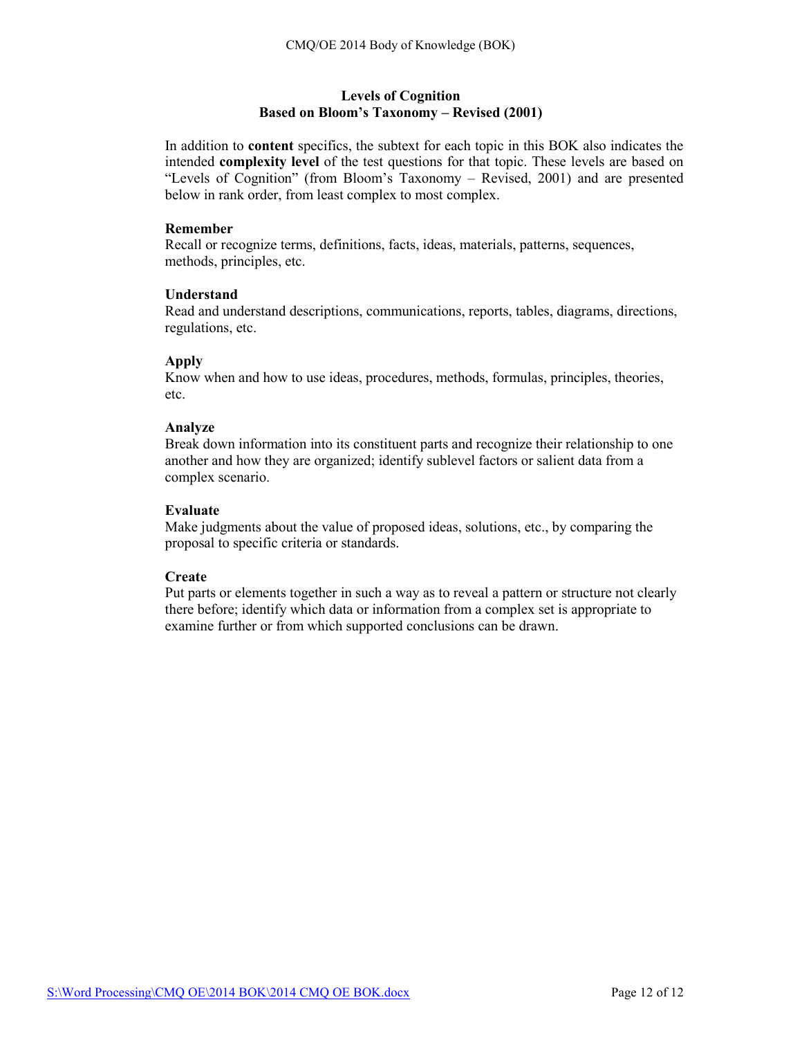## Levels of Cognition
## Based on Bloom's Taxonomy – Revised (2001)

In addition to **content** specifics, the subtext for each topic in this BOK also indicates the intended **complexity level** of the test questions for that topic. These levels are based on "Levels of Cognition" (from Bloom's Taxonomy – Revised, 2001) and are presented below in rank order, from least complex to most complex.

**Remember**
Recall or recognize terms, definitions, facts, ideas, materials, patterns, sequences, methods, principles, etc.

**Understand**
Read and understand descriptions, communications, reports, tables, diagrams, directions, regulations, etc.

**Apply**
Know when and how to use ideas, procedures, methods, formulas, principles, theories, etc.

**Analyze**
Break down information into its constituent parts and recognize their relationship to one another and how they are organized; identify sublevel factors or salient data from a complex scenario.

**Evaluate**
Make judgments about the value of proposed ideas, solutions, etc., by comparing the proposal to specific criteria or standards.

**Create**
Put parts or elements together in such a way as to reveal a pattern or structure not clearly there before; identify which data or information from a complex set is appropriate to examine further or from which supported conclusions can be drawn.